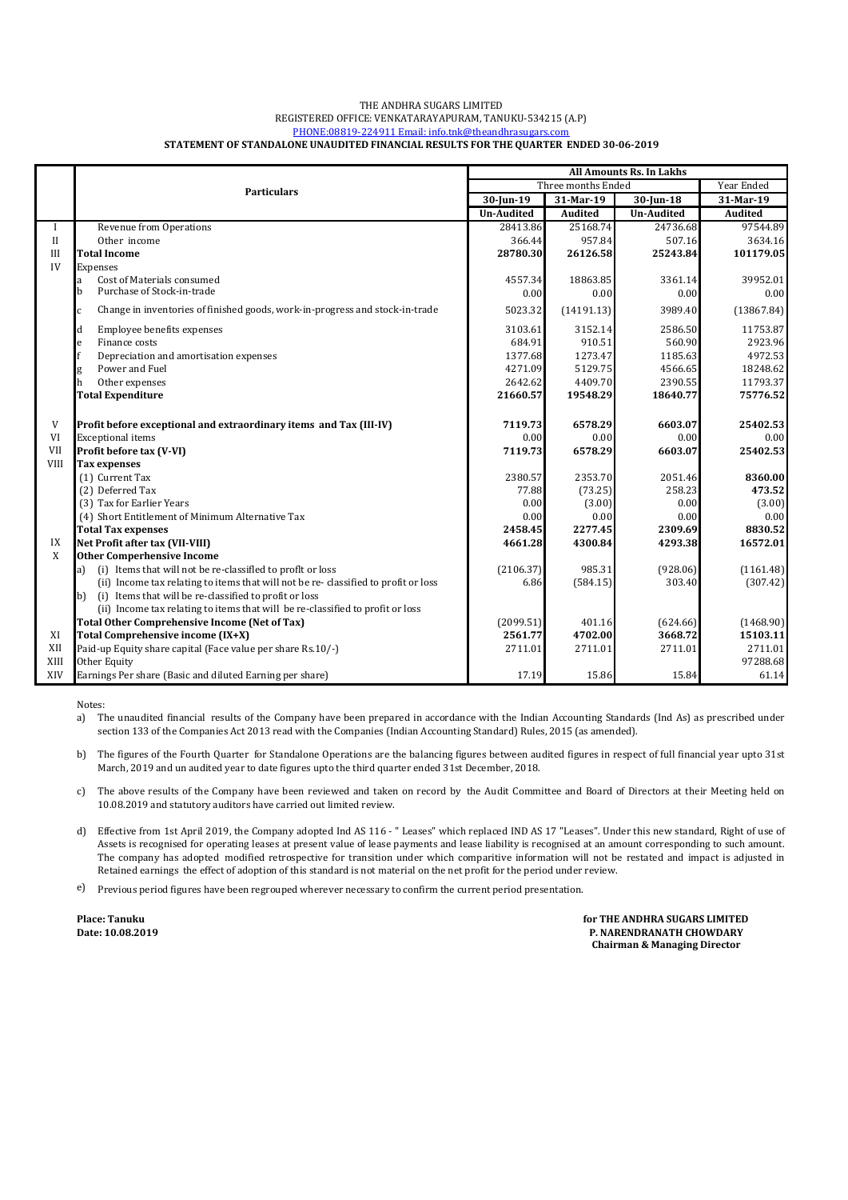THE ANDHRA SUGARS LIMITED
REGISTERED OFFICE: VENKATARAYAPURAM, TANUKU-534215 (A.P)
PHONE:08819-224911 Email: info.tnk@theandhrasugars.com

**STATEMENT OF STANDALONE UNAUDITED FINANCIAL RESULTS FOR THE QUARTER ENDED 30-06-2019**

| | Particulars | All Amounts Rs. In Lakhs | | | |
|---|---|---|---|---|---|
| | | Three months Ended | | | Year Ended |
| | | 30-Jun-19 | 31-Mar-19 | 30-Jun-18 | 31-Mar-19 |
| | | Un-Audited | Audited | Un-Audited | Audited |
| I | Revenue from Operations | 28413.86 | 25168.74 | 24736.68 | 97544.89 |
| II | Other income | 366.44 | 957.84 | 507.16 | 3634.16 |
| III | **Total Income** | **28780.30** | **26126.58** | **25243.84** | **101179.05** |
| IV | Expenses | | | | |
| | a Cost of Materials consumed | 4557.34 | 18863.85 | 3361.14 | 39952.01 |
| | b Purchase of Stock-in-trade | 0.00 | 0.00 | 0.00 | 0.00 |
| | c Change in inventories of finished goods, work-in-progress and stock-in-trade | 5023.32 | (14191.13) | 3989.40 | (13867.84) |
| | d Employee benefits expenses | 3103.61 | 3152.14 | 2586.50 | 11753.87 |
| | e Finance costs | 684.91 | 910.51 | 560.90 | 2923.96 |
| | f Depreciation and amortisation expenses | 1377.68 | 1273.47 | 1185.63 | 4972.53 |
| | g Power and Fuel | 4271.09 | 5129.75 | 4566.65 | 18248.62 |
| | h Other expenses | 2642.62 | 4409.70 | 2390.55 | 11793.37 |
| | **Total Expenditure** | **21660.57** | **19548.29** | **18640.77** | **75776.52** |
| V | **Profit before exceptional and extraordinary items and Tax (III-IV)** | **7119.73** | **6578.29** | **6603.07** | **25402.53** |
| VI | Exceptional items | 0.00 | 0.00 | 0.00 | 0.00 |
| VII | **Profit before tax (V-VI)** | **7119.73** | **6578.29** | **6603.07** | **25402.53** |
| VIII | **Tax expenses** | | | | |
| | (1) Current Tax | 2380.57 | 2353.70 | 2051.46 | **8360.00** |
| | (2) Deferred Tax | 77.88 | (73.25) | 258.23 | **473.52** |
| | (3) Tax for Earlier Years | 0.00 | (3.00) | 0.00 | (3.00) |
| | (4) Short Entitlement of Minimum Alternative Tax | 0.00 | 0.00 | 0.00 | 0.00 |
| | **Total Tax expenses** | **2458.45** | **2277.45** | **2309.69** | **8830.52** |
| IX | **Net Profit after tax (VII-VIII)** | **4661.28** | **4300.84** | **4293.38** | **16572.01** |
| X | **Other Comperhensive Income** | | | | |
| | a) (i) Items that will not be re-classified to profit or loss | (2106.37) | 985.31 | (928.06) | (1161.48) |
| | (ii) Income tax relating to items that will not be re- classified to profit or loss | 6.86 | (584.15) | 303.40 | (307.42) |
| | b) (i) Items that will be re-classified to profit or loss | | | | |
| | (ii) Income tax relating to items that will be re-classified to profit or loss | | | | |
| | **Total Other Comprehensive Income (Net of Tax)** | (2099.51) | 401.16 | (624.66) | (1468.90) |
| XI | **Total Comprehensive income (IX+X)** | **2561.77** | **4702.00** | **3668.72** | **15103.11** |
| XII | Paid-up Equity share capital (Face value per share Rs.10/-) | 2711.01 | 2711.01 | 2711.01 | 2711.01 |
| XIII | Other Equity | | | | 97288.68 |
| XIV | Earnings Per share (Basic and diluted Earning per share) | 17.19 | 15.86 | 15.84 | 61.14 |

Notes:

a) The unaudited financial results of the Company have been prepared in accordance with the Indian Accounting Standards (Ind As) as prescribed under section 133 of the Companies Act 2013 read with the Companies (Indian Accounting Standard) Rules, 2015 (as amended).

b) The figures of the Fourth Quarter for Standalone Operations are the balancing figures between audited figures in respect of full financial year upto 31st March, 2019 and un audited year to date figures upto the third quarter ended 31st December, 2018.

c) The above results of the Company have been reviewed and taken on record by the Audit Committee and Board of Directors at their Meeting held on 10.08.2019 and statutory auditors have carried out limited review.

d) Effective from 1st April 2019, the Company adopted Ind AS 116 - " Leases" which replaced IND AS 17 "Leases". Under this new standard, Right of use of Assets is recognised for operating leases at present value of lease payments and lease liability is recognised at an amount corresponding to such amount. The company has adopted modified retrospective for transition under which comparitive information will not be restated and impact is adjusted in Retained earnings the effect of adoption of this standard is not material on the net profit for the period under review.

e) Previous period figures have been regrouped wherever necessary to confirm the current period presentation.

**Place: Tanuku**
**Date: 10.08.2019**

**for THE ANDHRA SUGARS LIMITED**
**P. NARENDRANATH CHOWDARY**
**Chairman & Managing Director**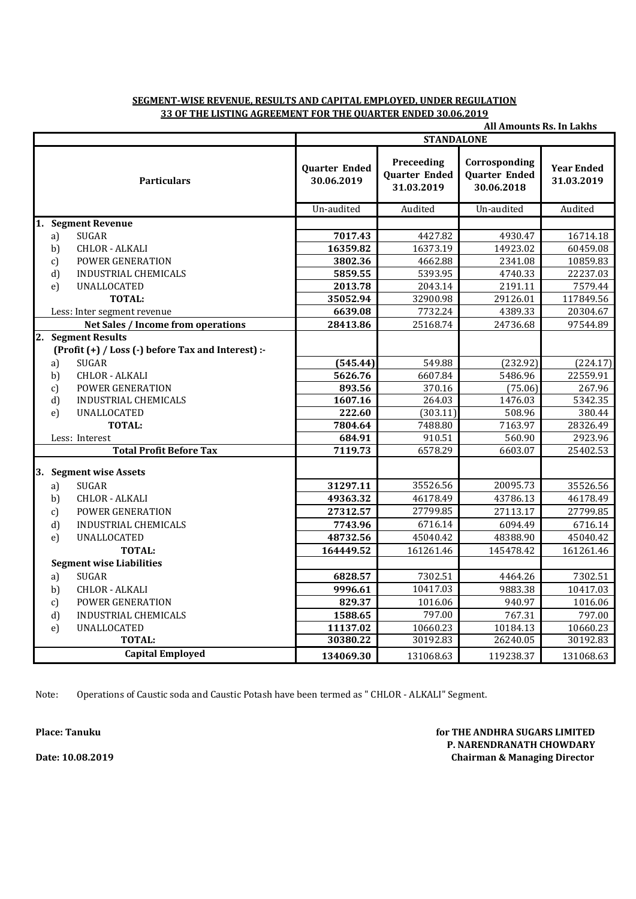**SEGMENT-WISE REVENUE, RESULTS AND CAPITAL EMPLOYED, UNDER REGULATION 33 OF THE LISTING AGREEMENT FOR THE QUARTER ENDED 30.06.2019**

**All Amounts Rs. In Lakhs**

| | | STANDALONE | | | |
|---|---|---|---|---|---|
| **Particulars** | | **Quarter Ended 30.06.2019** | **Preceeding Quarter Ended 31.03.2019** | **Corrosponding Quarter Ended 30.06.2018** | **Year Ended 31.03.2019** |
| | | Un-audited | Audited | Un-audited | Audited |
| **1.** | **Segment Revenue** | | | | |
| a) | SUGAR | **7017.43** | 4427.82 | 4930.47 | 16714.18 |
| b) | CHLOR - ALKALI | **16359.82** | 16373.19 | 14923.02 | 60459.08 |
| c) | POWER GENERATION | **3802.36** | 4662.88 | 2341.08 | 10859.83 |
| d) | INDUSTRIAL CHEMICALS | **5859.55** | 5393.95 | 4740.33 | 22237.03 |
| e) | UNALLOCATED | **2013.78** | 2043.14 | 2191.11 | 7579.44 |
| | **TOTAL:** | **35052.94** | 32900.98 | 29126.01 | 117849.56 |
| | Less: Inter segment revenue | **6639.08** | 7732.24 | 4389.33 | 20304.67 |
| | **Net Sales / Income from operations** | **28413.86** | 25168.74 | 24736.68 | 97544.89 |
| **2.** | **Segment Results** | | | | |
| | **(Profit (+) / Loss (-) before Tax and Interest) :-** | | | | |
| a) | SUGAR | **(545.44)** | 549.88 | (232.92) | (224.17) |
| b) | CHLOR - ALKALI | **5626.76** | 6607.84 | 5486.96 | 22559.91 |
| c) | POWER GENERATION | **893.56** | 370.16 | (75.06) | 267.96 |
| d) | INDUSTRIAL CHEMICALS | **1607.16** | 264.03 | 1476.03 | 5342.35 |
| e) | UNALLOCATED | **222.60** | (303.11) | 508.96 | 380.44 |
| | **TOTAL:** | **7804.64** | 7488.80 | 7163.97 | 28326.49 |
| | Less: Interest | **684.91** | 910.51 | 560.90 | 2923.96 |
| | **Total Profit Before Tax** | **7119.73** | 6578.29 | 6603.07 | 25402.53 |
| **3.** | **Segment wise Assets** | | | | |
| a) | SUGAR | **31297.11** | 35526.56 | 20095.73 | 35526.56 |
| b) | CHLOR - ALKALI | **49363.32** | 46178.49 | 43786.13 | 46178.49 |
| c) | POWER GENERATION | **27312.57** | 27799.85 | 27113.17 | 27799.85 |
| d) | INDUSTRIAL CHEMICALS | **7743.96** | 6716.14 | 6094.49 | 6716.14 |
| e) | UNALLOCATED | **48732.56** | 45040.42 | 48388.90 | 45040.42 |
| | **TOTAL:** | **164449.52** | 161261.46 | 145478.42 | 161261.46 |
| | **Segment wise Liabilities** | | | | |
| a) | SUGAR | **6828.57** | 7302.51 | 4464.26 | 7302.51 |
| b) | CHLOR - ALKALI | **9996.61** | 10417.03 | 9883.38 | 10417.03 |
| c) | POWER GENERATION | **829.37** | 1016.06 | 940.97 | 1016.06 |
| d) | INDUSTRIAL CHEMICALS | **1588.65** | 797.00 | 767.31 | 797.00 |
| e) | UNALLOCATED | **11137.02** | 10660.23 | 10184.13 | 10660.23 |
| | **TOTAL:** | **30380.22** | 30192.83 | 26240.05 | 30192.83 |
| | **Capital Employed** | **134069.30** | 131068.63 | 119238.37 | 131068.63 |

Note: Operations of Caustic soda and Caustic Potash have been termed as " CHLOR - ALKALI" Segment.

**Place: Tanuku**

**Date: 10.08.2019**

**for THE ANDHRA SUGARS LIMITED**
**P. NARENDRANATH CHOWDARY**
**Chairman & Managing Director**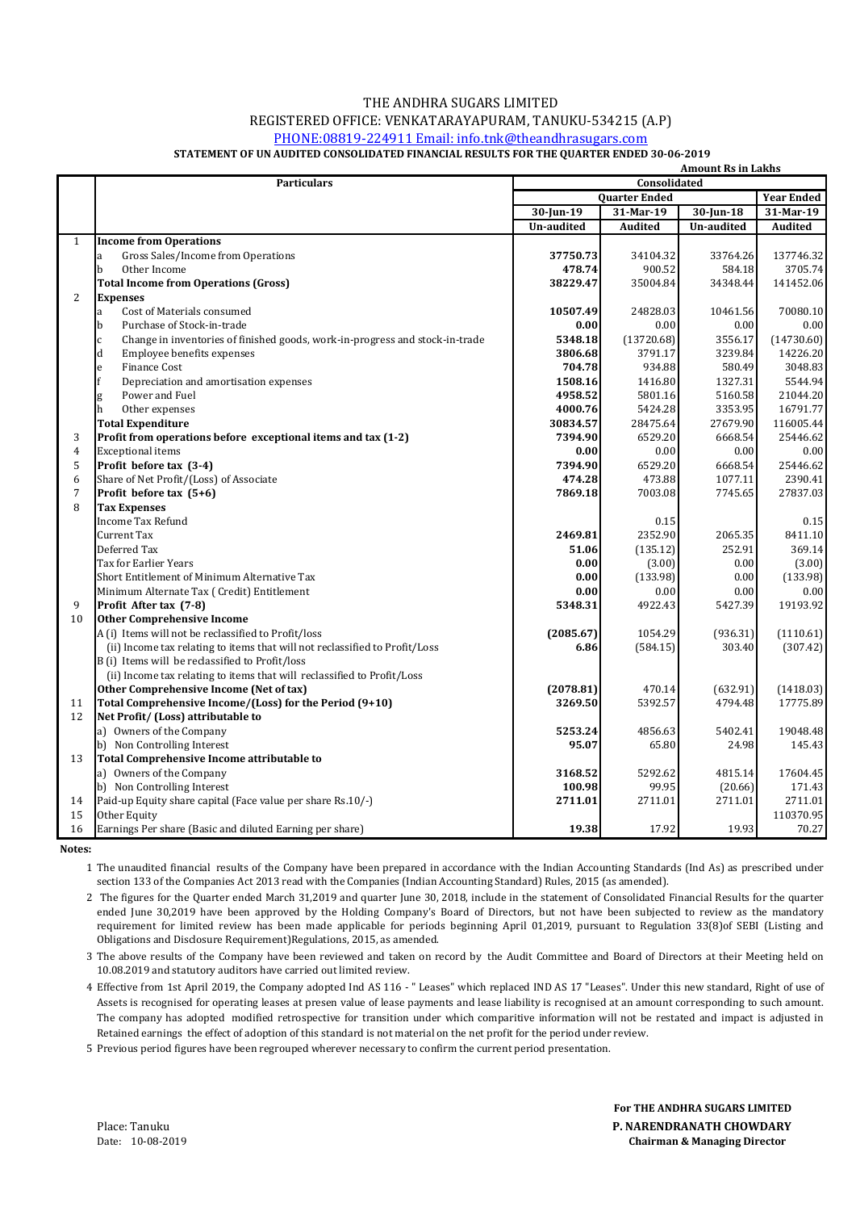# THE ANDHRA SUGARS LIMITED

REGISTERED OFFICE: VENKATARAYAPURAM, TANUKU-534215 (A.P)

PHONE:08819-224911 Email: info.tnk@theandhrasugars.com

**STATEMENT OF UN AUDITED CONSOLIDATED FINANCIAL RESULTS FOR THE QUARTER ENDED 30-06-2019**

**Amount Rs in Lakhs**

| | Particulars | Consolidated | | | |
|---|---|---|---|---|---|
| | | Quarter Ended | | | Year Ended |
| | | 30-Jun-19 | 31-Mar-19 | 30-Jun-18 | 31-Mar-19 |
| | | Un-audited | Audited | Un-audited | Audited |
| 1 | **Income from Operations** | | | | |
| | a Gross Sales/Income from Operations | **37750.73** | 34104.32 | 33764.26 | 137746.32 |
| | b Other Income | **478.74** | 900.52 | 584.18 | 3705.74 |
| | **Total Income from Operations (Gross)** | **38229.47** | 35004.84 | 34348.44 | 141452.06 |
| 2 | **Expenses** | | | | |
| | a Cost of Materials consumed | **10507.49** | 24828.03 | 10461.56 | 70080.10 |
| | b Purchase of Stock-in-trade | **0.00** | 0.00 | 0.00 | 0.00 |
| | c Change in inventories of finished goods, work-in-progress and stock-in-trade | **5348.18** | (13720.68) | 3556.17 | (14730.60) |
| | d Employee benefits expenses | **3806.68** | 3791.17 | 3239.84 | 14226.20 |
| | e Finance Cost | **704.78** | 934.88 | 580.49 | 3048.83 |
| | f Depreciation and amortisation expenses | **1508.16** | 1416.80 | 1327.31 | 5544.94 |
| | g Power and Fuel | **4958.52** | 5801.16 | 5160.58 | 21044.20 |
| | h Other expenses | **4000.76** | 5424.28 | 3353.95 | 16791.77 |
| | **Total Expenditure** | **30834.57** | 28475.64 | 27679.90 | 116005.44 |
| 3 | **Profit from operations before exceptional items and tax (1-2)** | **7394.90** | 6529.20 | 6668.54 | 25446.62 |
| 4 | Exceptional items | **0.00** | 0.00 | 0.00 | 0.00 |
| 5 | **Profit before tax (3-4)** | **7394.90** | 6529.20 | 6668.54 | 25446.62 |
| 6 | Share of Net Profit/(Loss) of Associate | **474.28** | 473.88 | 1077.11 | 2390.41 |
| 7 | **Profit before tax (5+6)** | **7869.18** | 7003.08 | 7745.65 | 27837.03 |
| 8 | **Tax Expenses** | | | | |
| | Income Tax Refund | | 0.15 | | 0.15 |
| | Current Tax | **2469.81** | 2352.90 | 2065.35 | 8411.10 |
| | Deferred Tax | **51.06** | (135.12) | 252.91 | 369.14 |
| | Tax for Earlier Years | **0.00** | (3.00) | 0.00 | (3.00) |
| | Short Entitlement of Minimum Alternative Tax | **0.00** | (133.98) | 0.00 | (133.98) |
| | Minimum Alternate Tax ( Credit) Entitlement | **0.00** | 0.00 | 0.00 | 0.00 |
| 9 | **Profit After tax (7-8)** | **5348.31** | 4922.43 | 5427.39 | 19193.92 |
| 10 | **Other Comprehensive Income** | | | | |
| | A (i) Items will not be reclassified to Profit/loss | **(2085.67)** | 1054.29 | (936.31) | (1110.61) |
| | (ii) Income tax relating to items that will not reclassified to Profit/Loss | **6.86** | (584.15) | 303.40 | (307.42) |
| | B (i) Items will be reclassified to Profit/loss | | | | |
| | (ii) Income tax relating to items that will reclassified to Profit/Loss | | | | |
| | **Other Comprehensive Income (Net of tax)** | **(2078.81)** | 470.14 | (632.91) | (1418.03) |
| 11 | **Total Comprehensive Income/(Loss) for the Period (9+10)** | **3269.50** | 5392.57 | 4794.48 | 17775.89 |
| 12 | **Net Profit/ (Loss) attributable to** | | | | |
| | a) Owners of the Company | **5253.24** | 4856.63 | 5402.41 | 19048.48 |
| | b) Non Controlling Interest | **95.07** | 65.80 | 24.98 | 145.43 |
| 13 | **Total Comprehensive Income attributable to** | | | | |
| | a) Owners of the Company | **3168.52** | 5292.62 | 4815.14 | 17604.45 |
| | b) Non Controlling Interest | **100.98** | 99.95 | (20.66) | 171.43 |
| 14 | Paid-up Equity share capital (Face value per share Rs.10/-) | **2711.01** | 2711.01 | 2711.01 | 2711.01 |
| 15 | Other Equity | | | | 110370.95 |
| 16 | Earnings Per share (Basic and diluted Earning per share) | **19.38** | 17.92 | 19.93 | 70.27 |

**Notes:**

1. The unaudited financial results of the Company have been prepared in accordance with the Indian Accounting Standards (Ind As) as prescribed under section 133 of the Companies Act 2013 read with the Companies (Indian Accounting Standard) Rules, 2015 (as amended).
2. The figures for the Quarter ended March 31,2019 and quarter June 30, 2018, include in the statement of Consolidated Financial Results for the quarter ended June 30,2019 have been approved by the Holding Company's Board of Directors, but not have been subjected to review as the mandatory requirement for limited review has been made applicable for periods beginning April 01,2019, pursuant to Regulation 33(8)of SEBI (Listing and Obligations and Disclosure Requirement)Regulations, 2015, as amended.
3. The above results of the Company have been reviewed and taken on record by the Audit Committee and Board of Directors at their Meeting held on 10.08.2019 and statutory auditors have carried out limited review.
4. Effective from 1st April 2019, the Company adopted Ind AS 116 - " Leases" which replaced IND AS 17 "Leases". Under this new standard, Right of use of Assets is recognised for operating leases at presen value of lease payments and lease liability is recognised at an amount corresponding to such amount. The company has adopted modified retrospective for transition under which comparitive information will not be restated and impact is adjusted in Retained earnings the effect of adoption of this standard is not material on the net profit for the period under review.
5. Previous period figures have been regrouped wherever necessary to confirm the current period presentation.

Place: Tanuku

Date: 10-08-2019

**For THE ANDHRA SUGARS LIMITED**

**P. NARENDRANATH CHOWDARY**

**Chairman & Managing Director**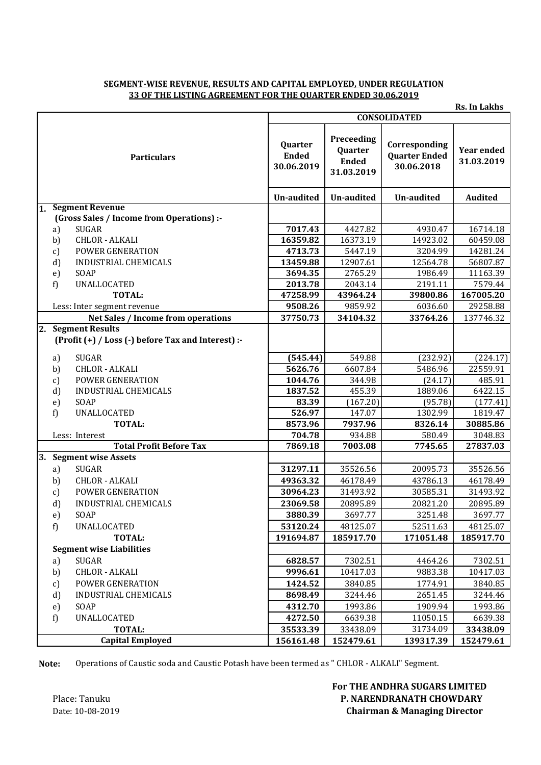**SEGMENT-WISE REVENUE, RESULTS AND CAPITAL EMPLOYED, UNDER REGULATION 33 OF THE LISTING AGREEMENT FOR THE QUARTER ENDED 30.06.2019**

Rs. In Lakhs

| | Particulars | CONSOLIDATED | | | |
|---|---|---|---|---|---|
| | | Quarter Ended 30.06.2019 | Preceeding Quarter Ended 31.03.2019 | Corresponding Quarter Ended 30.06.2018 | Year ended 31.03.2019 |
| | | Un-audited | Un-audited | Un-audited | Audited |
| **1.** | **Segment Revenue (Gross Sales / Income from Operations) :-** | | | | |
| a) | SUGAR | **7017.43** | 4427.82 | 4930.47 | 16714.18 |
| b) | CHLOR - ALKALI | **16359.82** | 16373.19 | 14923.02 | 60459.08 |
| c) | POWER GENERATION | **4713.73** | 5447.19 | 3204.99 | 14281.24 |
| d) | INDUSTRIAL CHEMICALS | **13459.88** | 12907.61 | 12564.78 | 56807.87 |
| e) | SOAP | **3694.35** | 2765.29 | 1986.49 | 11163.39 |
| f) | UNALLOCATED | **2013.78** | 2043.14 | 2191.11 | 7579.44 |
| | **TOTAL:** | **47258.99** | **43964.24** | **39800.86** | **167005.20** |
| | Less: Inter segment revenue | **9508.26** | 9859.92 | 6036.60 | 29258.88 |
| | **Net Sales / Income from operations** | **37750.73** | 34104.32 | 33764.26 | 137746.32 |
| **2.** | **Segment Results (Profit (+) / Loss (-) before Tax and Interest) :-** | | | | |
| a) | SUGAR | **(545.44)** | 549.88 | (232.92) | (224.17) |
| b) | CHLOR - ALKALI | **5626.76** | 6607.84 | 5486.96 | 22559.91 |
| c) | POWER GENERATION | **1044.76** | 344.98 | (24.17) | 485.91 |
| d) | INDUSTRIAL CHEMICALS | **1837.52** | 455.39 | 1889.06 | 6422.15 |
| e) | SOAP | **83.39** | (167.20) | (95.78) | (177.41) |
| f) | UNALLOCATED | **526.97** | 147.07 | 1302.99 | 1819.47 |
| | **TOTAL:** | **8573.96** | **7937.96** | **8326.14** | **30885.86** |
| | Less: Interest | **704.78** | 934.88 | 580.49 | 3048.83 |
| | **Total Profit Before Tax** | **7869.18** | **7003.08** | **7745.65** | **27837.03** |
| **3.** | **Segment wise Assets** | | | | |
| a) | SUGAR | **31297.11** | 35526.56 | 20095.73 | 35526.56 |
| b) | CHLOR - ALKALI | **49363.32** | 46178.49 | 43786.13 | 46178.49 |
| c) | POWER GENERATION | **30964.23** | 31493.92 | 30585.31 | 31493.92 |
| d) | INDUSTRIAL CHEMICALS | **23069.58** | 20895.89 | 20821.20 | 20895.89 |
| e) | SOAP | **3880.39** | 3697.77 | 3251.48 | 3697.77 |
| f) | UNALLOCATED | **53120.24** | 48125.07 | 52511.63 | 48125.07 |
| | **TOTAL:** | **191694.87** | **185917.70** | **171051.48** | **185917.70** |
| | **Segment wise Liabilities** | | | | |
| a) | SUGAR | **6828.57** | 7302.51 | 4464.26 | 7302.51 |
| b) | CHLOR - ALKALI | **9996.61** | 10417.03 | 9883.38 | 10417.03 |
| c) | POWER GENERATION | **1424.52** | 3840.85 | 1774.91 | 3840.85 |
| d) | INDUSTRIAL CHEMICALS | **8698.49** | 3244.46 | 2651.45 | 3244.46 |
| e) | SOAP | **4312.70** | 1993.86 | 1909.94 | 1993.86 |
| f) | UNALLOCATED | **4272.50** | 6639.38 | 11050.15 | 6639.38 |
| | **TOTAL:** | **35533.39** | 33438.09 | 31734.09 | **33438.09** |
| | **Capital Employed** | **156161.48** | **152479.61** | **139317.39** | **152479.61** |

**Note:** Operations of Caustic soda and Caustic Potash have been termed as " CHLOR - ALKALI" Segment.

**For THE ANDHRA SUGARS LIMITED**
**P. NARENDRANATH CHOWDARY**
**Chairman & Managing Director**

Place: Tanuku
Date: 10-08-2019